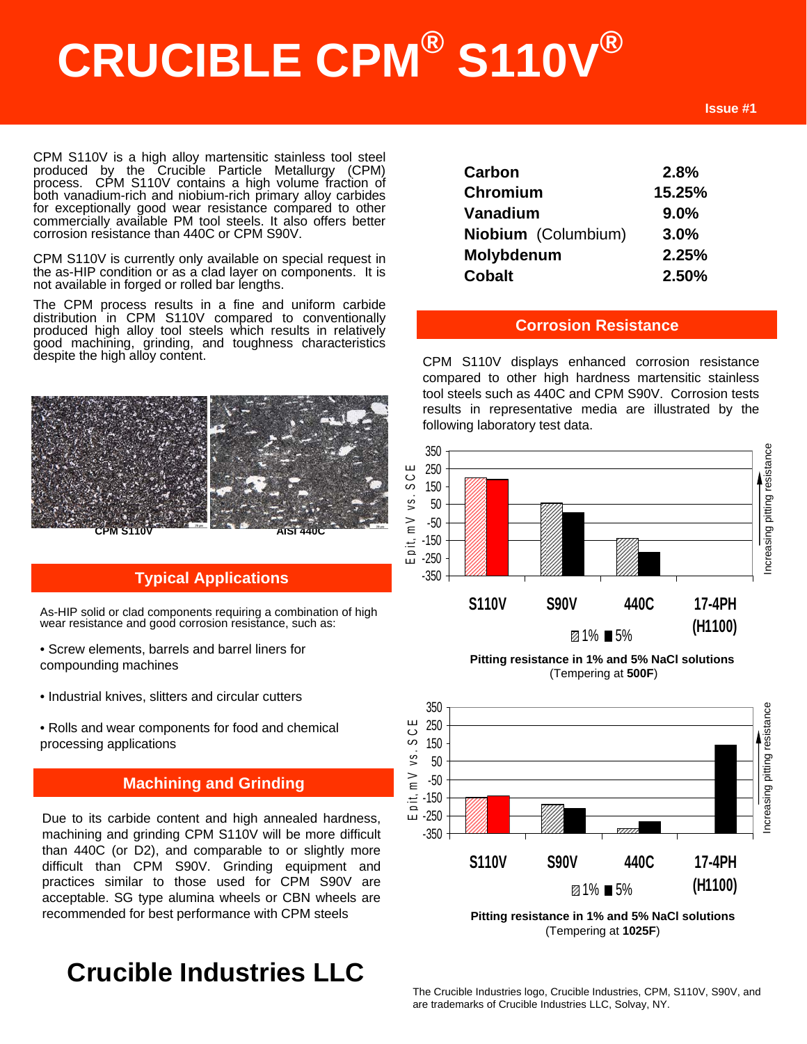# CRUCIBLE CPM® S110V®

Issue #1

CPM S110V is a high alloy martensitic stainless tool steel produced by the Crucible Particle Metallurgy (CPM) process. CPM S110V contains a high volume fraction of both vanadium-rich and niobium-rich primary alloy carbides for exceptionally good wear resistance compared to other commercially available PM tool steels. It also offers better corrosion resistance than 440C or CPM S90V.

CPM S110V is currently only available on special request in the as-HIP condition or as a clad layer on components. It is not available in forged or rolled bar lengths.

The CPM process results in a fine and uniform carbide distribution in CPM S110V compared to conventionally produced high alloy tool steels which results in relatively good machining, grinding, and toughness characteristics despite the high alloy content.

| | |
|---|---|
| Carbon | 2.8% |
| Chromium | 15.25% |
| Vanadium | 9.0% |
| Niobium (Columbium) | 3.0% |
| Molybdenum | 2.25% |
| Cobalt | 2.50% |

CPM S110V AISI 440C

## Typical Applications

As-HIP solid or clad components requiring a combination of high wear resistance and good corrosion resistance, such as:

- Screw elements, barrels and barrel liners for compounding machines
- Industrial knives, slitters and circular cutters
- Rolls and wear components for food and chemical processing applications

## Machining and Grinding

Due to its carbide content and high annealed hardness, machining and grinding CPM S110V will be more difficult than 440C (or D2), and comparable to or slightly more difficult than CPM S90V. Grinding equipment and practices similar to those used for CPM S90V. Grinding equipment and practices similar to those used for CPM S90V are acceptable. SG type alumina wheels or CBN wheels are recommended for best performance with CPM steels

## Corrosion Resistance

CPM S110V displays enhanced corrosion resistance compared to other high hardness martensitic stainless tool steels such as 440C and CPM S90V. Corrosion tests results in representative media are illustrated by the following laboratory test data.

**Pitting resistance in 1% and 5% NaCl solutions**
(Tempering at **500F**)

**Pitting resistance in 1% and 5% NaCl solutions**
(Tempering at **1025F**)

# Crucible Industries LLC

The Crucible Industries logo, Crucible Industries, CPM, S110V, S90V, and are trademarks of Crucible Industries LLC, Solvay, NY.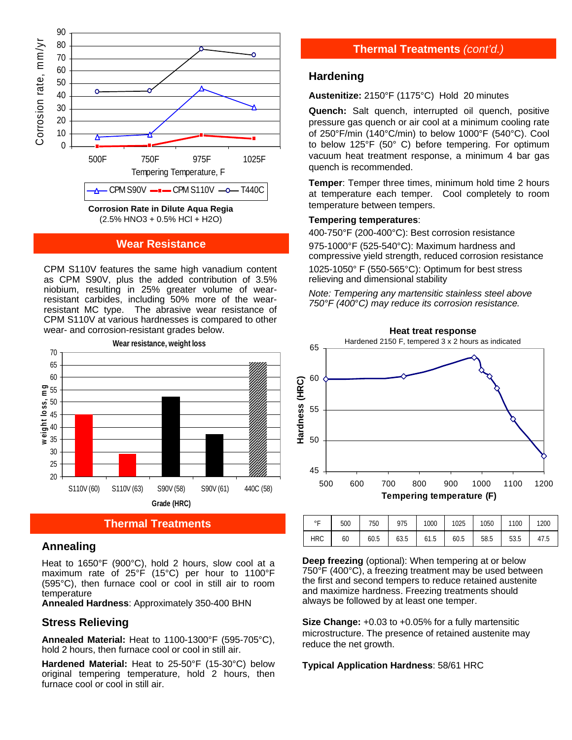Corrosion Rate in Dilute Aqua Regia
(2.5% $HNO_3$ + 0.5% HCl + $H_2O$)

## Wear Resistance

CPM S110V features the same high vanadium content as CPM S90V, plus the added contribution of 3.5% niobium, resulting in 25% greater volume of wear-resistant carbides, including 50% more of the wear-resistant MC type. The abrasive wear resistance of CPM S110V at various hardnesses is compared to other wear- and corrosion-resistant grades below.

## Thermal Treatments

### Annealing

Heat to 1650°F (900°C), hold 2 hours, slow cool at a maximum rate of 25°F (15°C) per hour to 1100°F (595°C), then furnace cool or cool in still air to room temperature

**Annealed Hardness**: Approximately 350-400 BHN

### Stress Relieving

**Annealed Material:** Heat to 1100-1300°F (595-705°C), hold 2 hours, then furnace cool or cool in still air.

**Hardened Material:** Heat to 25-50°F (15-30°C) below original tempering temperature, hold 2 hours, then furnace cool or cool in still air.

## Thermal Treatments *(cont'd.)*

### Hardening

**Austenitize:** 2150°F (1175°C) Hold 20 minutes

**Quench:** Salt quench, interrupted oil quench, positive pressure gas quench or air cool at a minimum cooling rate of 250°F/min (140°C/min) to below 1000°F (540°C). Cool to below 125°F (50° C) before tempering. For optimum vacuum heat treatment response, a minimum 4 bar gas quench is recommended.

**Temper**: Temper three times, minimum hold time 2 hours at temperature each temper. Cool completely to room temperature between tempers.

**Tempering temperatures**:

400-750°F (200-400°C): Best corrosion resistance

975-1000°F (525-540°C): Maximum hardness and compressive yield strength, reduced corrosion resistance

1025-1050° F (550-565°C): Optimum for best stress relieving and dimensional stability

*Note: Tempering any martensitic stainless steel above 750°F (400°C) may reduce its corrosion resistance.*

| °F | 500 | 750 | 975 | 1000 | 1025 | 1050 | 1100 | 1200 |
|---|---|---|---|---|---|---|---|---|
| HRC | 60 | 60.5 | 63.5 | 61.5 | 60.5 | 58.5 | 53.5 | 47.5 |

**Deep freezing** (optional): When tempering at or below 750°F (400°C), a freezing treatment may be used between the first and second tempers to reduce retained austenite and maximize hardness. Freezing treatments should always be followed by at least one temper.

**Size Change:** +0.03 to +0.05% for a fully martensitic microstructure. The presence of retained austenite may reduce the net growth.

**Typical Application Hardness**: 58/61 HRC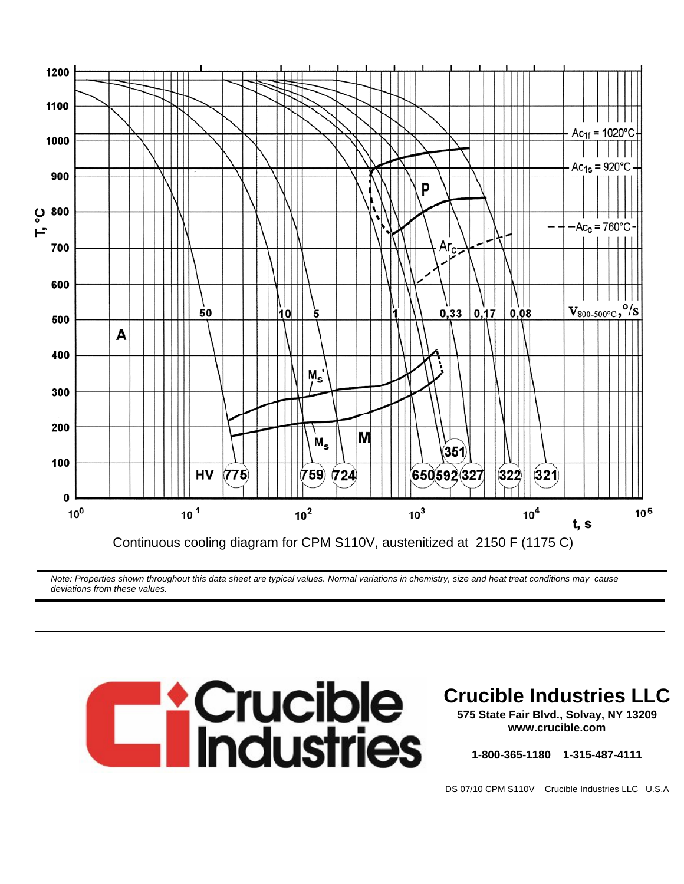1200

1100

1000

900

800

700

600

500

400

300

200

100

0

T, °C

$Ac_{1f}$ = 1020°C

$Ac_{1s}$ = 920°C

$Ac_c$ = 760°C

$Ar_c$

P

A

M

$M_s'$

$M_s$

50 10 5 1 0,33 0,17 0,08

$V_{800-500°C}$, °/s

HV 775 759 724 650 592 327 351 322 321

$10^0$ $10^1$ $10^2$ $10^3$ $10^4$ $10^5$

t, s

Continuous cooling diagram for CPM S110V, austenitized at 2150 F (1175 C)

*Note: Properties shown throughout this data sheet are typical values. Normal variations in chemistry, size and heat treat conditions may cause deviations from these values.*

Crucible Industries

**Crucible Industries LLC**

**575 State Fair Blvd., Solvay, NY 13209**
**www.crucible.com**

**1-800-365-1180 1-315-487-4111**

DS 07/10 CPM S110V Crucible Industries LLC U.S.A